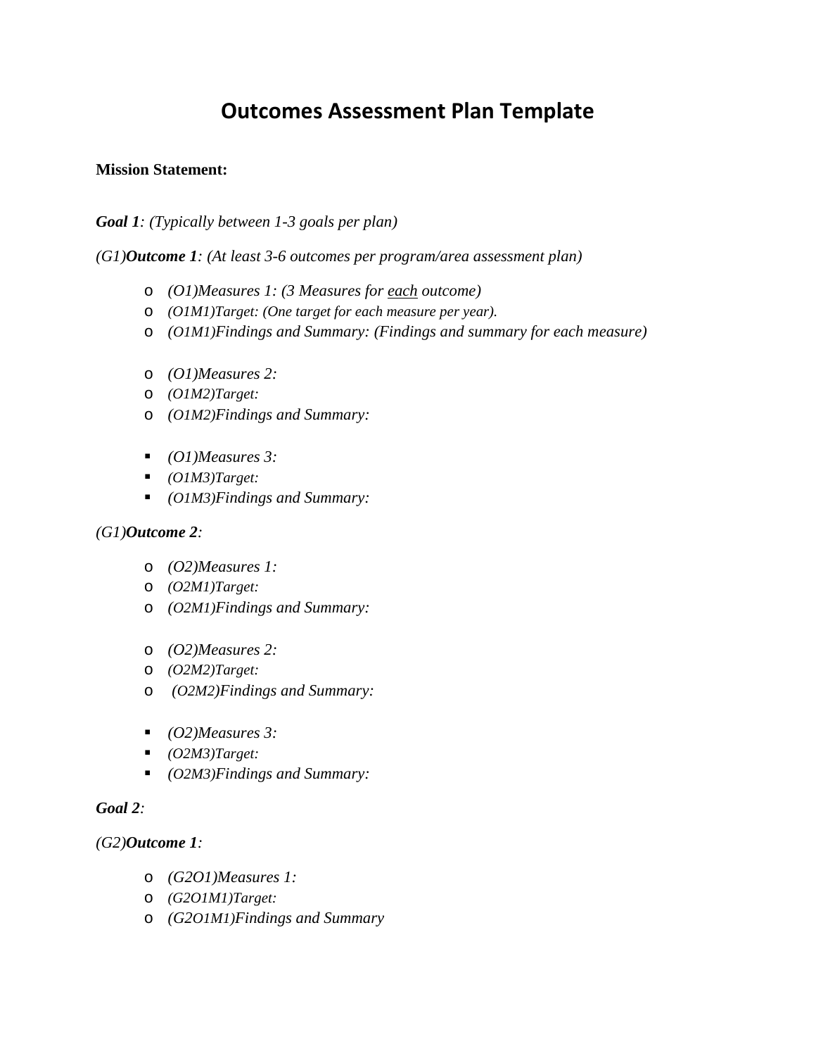# Outcomes Assessment Plan Template

**Mission Statement:**

***Goal 1****: (Typically between 1-3 goals per plan)*

*(G1)****Outcome 1****: (At least 3-6 outcomes per program/area assessment plan)*

- *(O1)Measures 1: (3 Measures for <u>each</u> outcome)*
- *(O1M1)Target: (One target for each measure per year).*
- *(O1M1)Findings and Summary: (Findings and summary for each measure)*

- *(O1)Measures 2:*
- *(O1M2)Target:*
- *(O1M2)Findings and Summary:*

- *(O1)Measures 3:*
- *(O1M3)Target:*
- *(O1M3)Findings and Summary:*

*(G1)****Outcome 2****:*

- *(O2)Measures 1:*
- *(O2M1)Target:*
- *(O2M1)Findings and Summary:*

- *(O2)Measures 2:*
- *(O2M2)Target:*
- *(O2M2)Findings and Summary:*

- *(O2)Measures 3:*
- *(O2M3)Target:*
- *(O2M3)Findings and Summary:*

***Goal 2****:*

*(G2)****Outcome 1****:*

- *(G2O1)Measures 1:*
- *(G2O1M1)Target:*
- *(G2O1M1)Findings and Summary*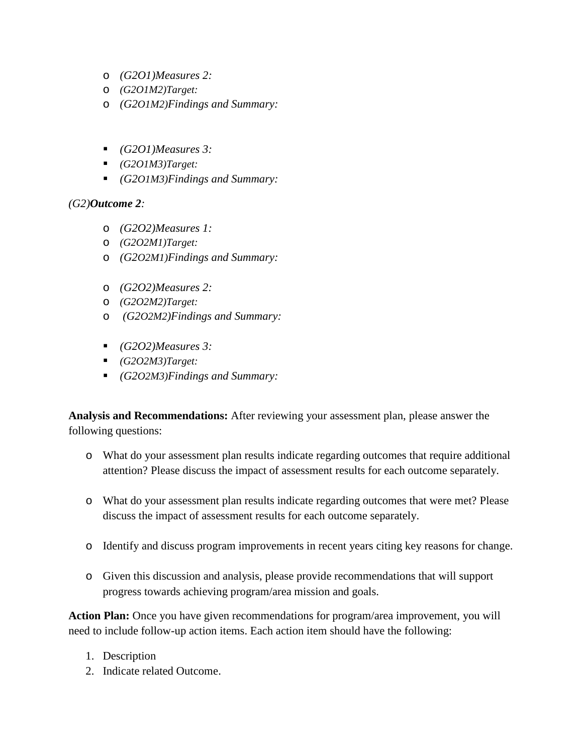- *(G2O1)Measures 2:*
- *(G2O1M2)Target:*
- *(G2O1M2)Findings and Summary:*

- *(G2O1)Measures 3:*
- *(G2O1M3)Target:*
- *(G2O1M3)Findings and Summary:*

*(G2)**Outcome 2**:*

- *(G2O2)Measures 1:*
- *(G2O2M1)Target:*
- *(G2O2M1)Findings and Summary:*

- *(G2O2)Measures 2:*
- *(G2O2M2)Target:*
- *(G2O2M2)Findings and Summary:*

- *(G2O2)Measures 3:*
- *(G2O2M3)Target:*
- *(G2O2M3)Findings and Summary:*

**Analysis and Recommendations:** After reviewing your assessment plan, please answer the following questions:

- What do your assessment plan results indicate regarding outcomes that require additional attention? Please discuss the impact of assessment results for each outcome separately.

- What do your assessment plan results indicate regarding outcomes that were met? Please discuss the impact of assessment results for each outcome separately.

- Identify and discuss program improvements in recent years citing key reasons for change.

- Given this discussion and analysis, please provide recommendations that will support progress towards achieving program/area mission and goals.

**Action Plan:** Once you have given recommendations for program/area improvement, you will need to include follow-up action items. Each action item should have the following:

1. Description
2. Indicate related Outcome.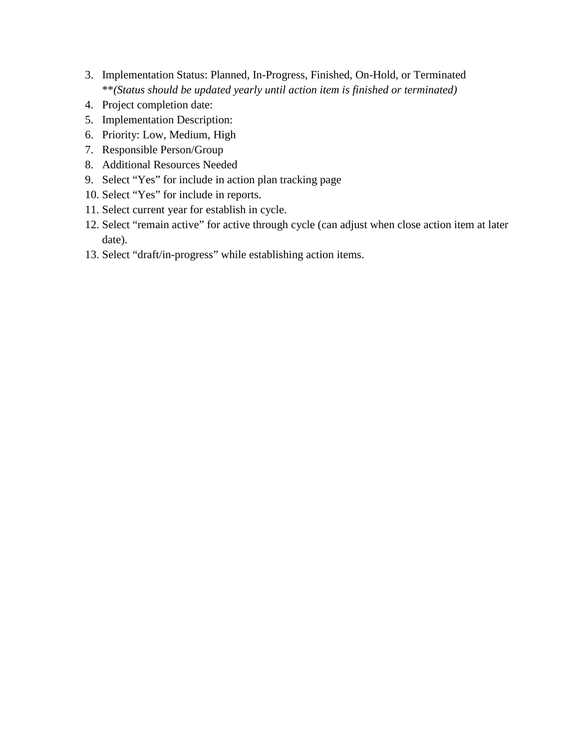3. Implementation Status: Planned, In-Progress, Finished, On-Hold, or Terminated
   ***(Status should be updated yearly until action item is finished or terminated)*
4. Project completion date:
5. Implementation Description:
6. Priority: Low, Medium, High
7. Responsible Person/Group
8. Additional Resources Needed
9. Select "Yes" for include in action plan tracking page
10. Select "Yes" for include in reports.
11. Select current year for establish in cycle.
12. Select "remain active" for active through cycle (can adjust when close action item at later date).
13. Select "draft/in-progress" while establishing action items.